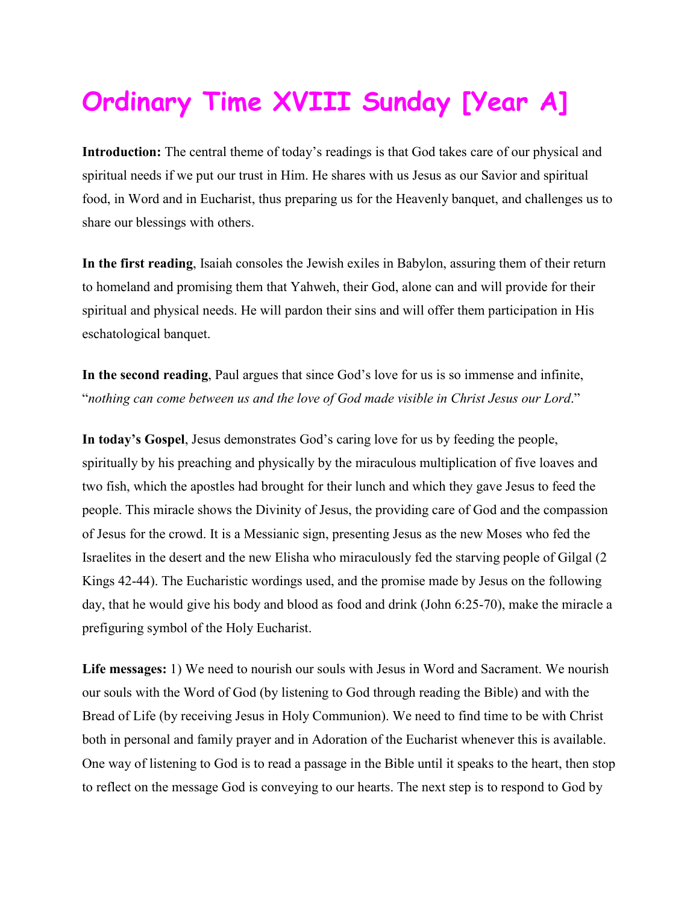# Ordinary Time XVIII Sunday [Year A]

**Introduction:** The central theme of today's readings is that God takes care of our physical and spiritual needs if we put our trust in Him. He shares with us Jesus as our Savior and spiritual food, in Word and in Eucharist, thus preparing us for the Heavenly banquet, and challenges us to share our blessings with others.

**In the first reading**, Isaiah consoles the Jewish exiles in Babylon, assuring them of their return to homeland and promising them that Yahweh, their God, alone can and will provide for their spiritual and physical needs. He will pardon their sins and will offer them participation in His eschatological banquet.

**In the second reading**, Paul argues that since God's love for us is so immense and infinite, "*nothing can come between us and the love of God made visible in Christ Jesus our Lord*."

**In today's Gospel**, Jesus demonstrates God's caring love for us by feeding the people, spiritually by his preaching and physically by the miraculous multiplication of five loaves and two fish, which the apostles had brought for their lunch and which they gave Jesus to feed the people. This miracle shows the Divinity of Jesus, the providing care of God and the compassion of Jesus for the crowd. It is a Messianic sign, presenting Jesus as the new Moses who fed the Israelites in the desert and the new Elisha who miraculously fed the starving people of Gilgal (2 Kings 42-44). The Eucharistic wordings used, and the promise made by Jesus on the following day, that he would give his body and blood as food and drink (John 6:25-70), make the miracle a prefiguring symbol of the Holy Eucharist.

**Life messages:** 1) We need to nourish our souls with Jesus in Word and Sacrament. We nourish our souls with the Word of God (by listening to God through reading the Bible) and with the Bread of Life (by receiving Jesus in Holy Communion). We need to find time to be with Christ both in personal and family prayer and in Adoration of the Eucharist whenever this is available. One way of listening to God is to read a passage in the Bible until it speaks to the heart, then stop to reflect on the message God is conveying to our hearts. The next step is to respond to God by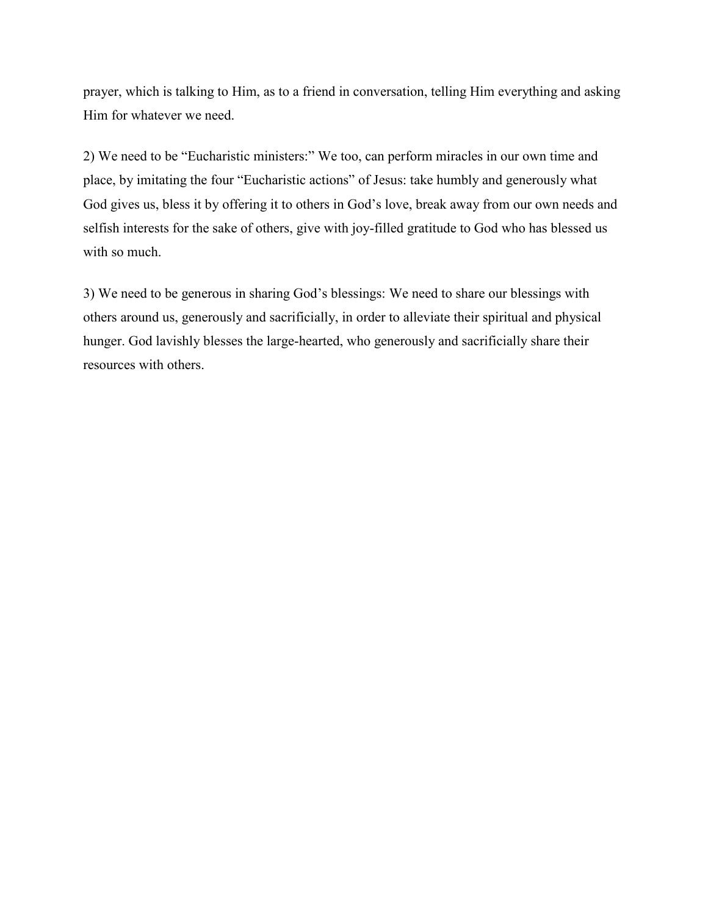prayer, which is talking to Him, as to a friend in conversation, telling Him everything and asking Him for whatever we need.

2) We need to be "Eucharistic ministers:" We too, can perform miracles in our own time and place, by imitating the four "Eucharistic actions" of Jesus: take humbly and generously what God gives us, bless it by offering it to others in God's love, break away from our own needs and selfish interests for the sake of others, give with joy-filled gratitude to God who has blessed us with so much.

3) We need to be generous in sharing God's blessings: We need to share our blessings with others around us, generously and sacrificially, in order to alleviate their spiritual and physical hunger. God lavishly blesses the large-hearted, who generously and sacrificially share their resources with others.